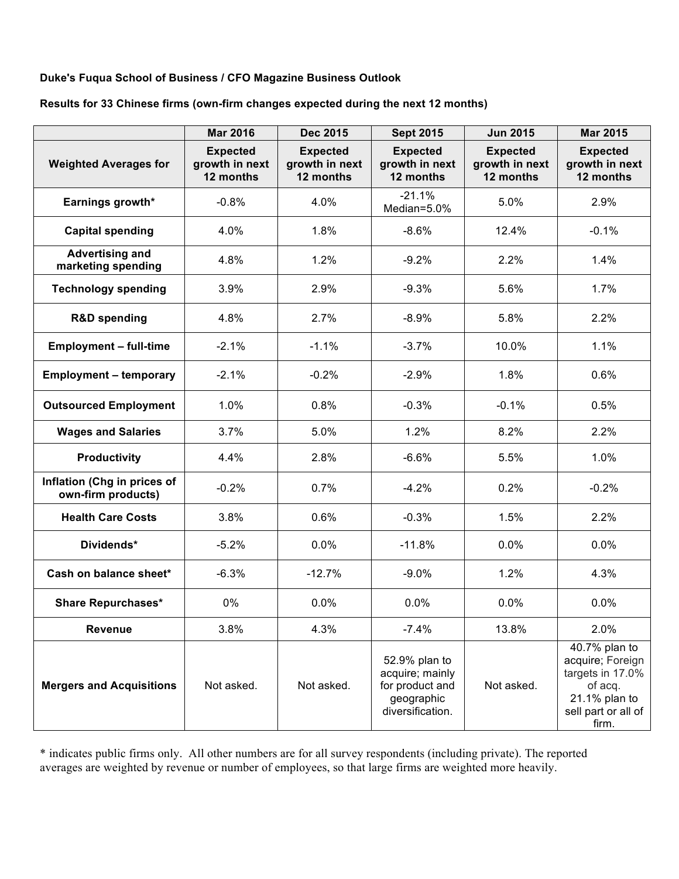**Duke's Fuqua School of Business / CFO Magazine Business Outlook**

**Results for 33 Chinese firms (own-firm changes expected during the next 12 months)**

| | Mar 2016 | Dec 2015 | Sept 2015 | Jun 2015 | Mar 2015 |
|---|---|---|---|---|---|
| **Weighted Averages for** | **Expected growth in next 12 months** | **Expected growth in next 12 months** | **Expected growth in next 12 months** | **Expected growth in next 12 months** | **Expected growth in next 12 months** |
| **Earnings growth*** | -0.8% | 4.0% | -21.1% Median=5.0% | 5.0% | 2.9% |
| **Capital spending** | 4.0% | 1.8% | -8.6% | 12.4% | -0.1% |
| **Advertising and marketing spending** | 4.8% | 1.2% | -9.2% | 2.2% | 1.4% |
| **Technology spending** | 3.9% | 2.9% | -9.3% | 5.6% | 1.7% |
| **R&D spending** | 4.8% | 2.7% | -8.9% | 5.8% | 2.2% |
| **Employment – full-time** | -2.1% | -1.1% | -3.7% | 10.0% | 1.1% |
| **Employment – temporary** | -2.1% | -0.2% | -2.9% | 1.8% | 0.6% |
| **Outsourced Employment** | 1.0% | 0.8% | -0.3% | -0.1% | 0.5% |
| **Wages and Salaries** | 3.7% | 5.0% | 1.2% | 8.2% | 2.2% |
| **Productivity** | 4.4% | 2.8% | -6.6% | 5.5% | 1.0% |
| **Inflation (Chg in prices of own-firm products)** | -0.2% | 0.7% | -4.2% | 0.2% | -0.2% |
| **Health Care Costs** | 3.8% | 0.6% | -0.3% | 1.5% | 2.2% |
| **Dividends*** | -5.2% | 0.0% | -11.8% | 0.0% | 0.0% |
| **Cash on balance sheet*** | -6.3% | -12.7% | -9.0% | 1.2% | 4.3% |
| **Share Repurchases*** | 0% | 0.0% | 0.0% | 0.0% | 0.0% |
| **Revenue** | 3.8% | 4.3% | -7.4% | 13.8% | 2.0% |
| **Mergers and Acquisitions** | Not asked. | Not asked. | 52.9% plan to acquire; mainly for product and geographic diversification. | Not asked. | 40.7% plan to acquire; Foreign targets in 17.0% of acq. 21.1% plan to sell part or all of firm. |

* indicates public firms only. All other numbers are for all survey respondents (including private). The reported averages are weighted by revenue or number of employees, so that large firms are weighted more heavily.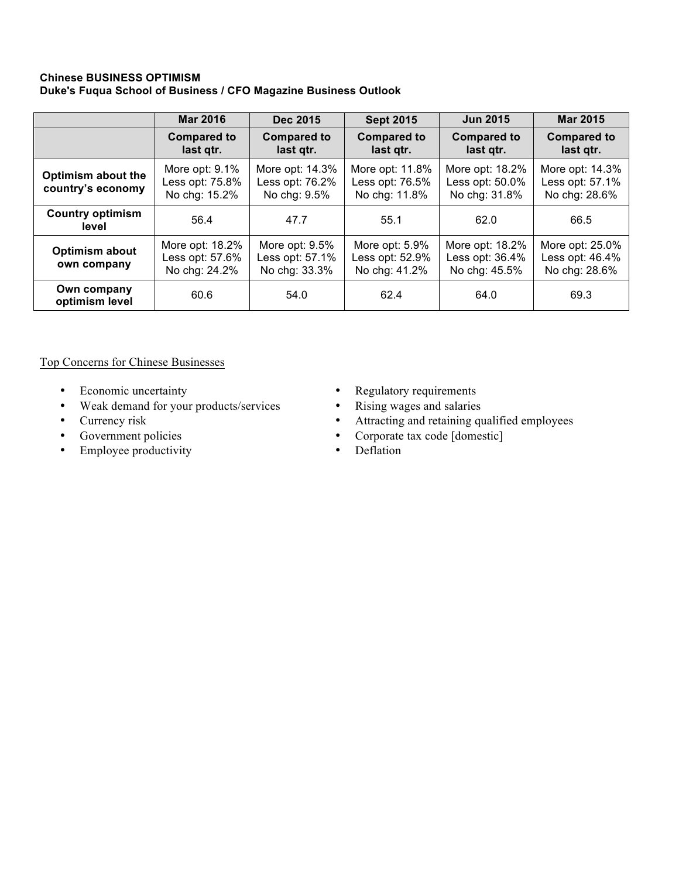**Chinese BUSINESS OPTIMISM**
**Duke's Fuqua School of Business / CFO Magazine Business Outlook**

| | Mar 2016 | Dec 2015 | Sept 2015 | Jun 2015 | Mar 2015 |
|---|---|---|---|---|---|
| | Compared to last qtr. | Compared to last qtr. | Compared to last qtr. | Compared to last qtr. | Compared to last qtr. |
| Optimism about the country's economy | More opt: 9.1%<br>Less opt: 75.8%<br>No chg: 15.2% | More opt: 14.3%<br>Less opt: 76.2%<br>No chg: 9.5% | More opt: 11.8%<br>Less opt: 76.5%<br>No chg: 11.8% | More opt: 18.2%<br>Less opt: 50.0%<br>No chg: 31.8% | More opt: 14.3%<br>Less opt: 57.1%<br>No chg: 28.6% |
| Country optimism level | 56.4 | 47.7 | 55.1 | 62.0 | 66.5 |
| Optimism about own company | More opt: 18.2%<br>Less opt: 57.6%<br>No chg: 24.2% | More opt: 9.5%<br>Less opt: 57.1%<br>No chg: 33.3% | More opt: 5.9%<br>Less opt: 52.9%<br>No chg: 41.2% | More opt: 18.2%<br>Less opt: 36.4%<br>No chg: 45.5% | More opt: 25.0%<br>Less opt: 46.4%<br>No chg: 28.6% |
| Own company optimism level | 60.6 | 54.0 | 62.4 | 64.0 | 69.3 |

Top Concerns for Chinese Businesses

- Economic uncertainty
- Weak demand for your products/services
- Currency risk
- Government policies
- Employee productivity
- Regulatory requirements
- Rising wages and salaries
- Attracting and retaining qualified employees
- Corporate tax code [domestic]
- Deflation